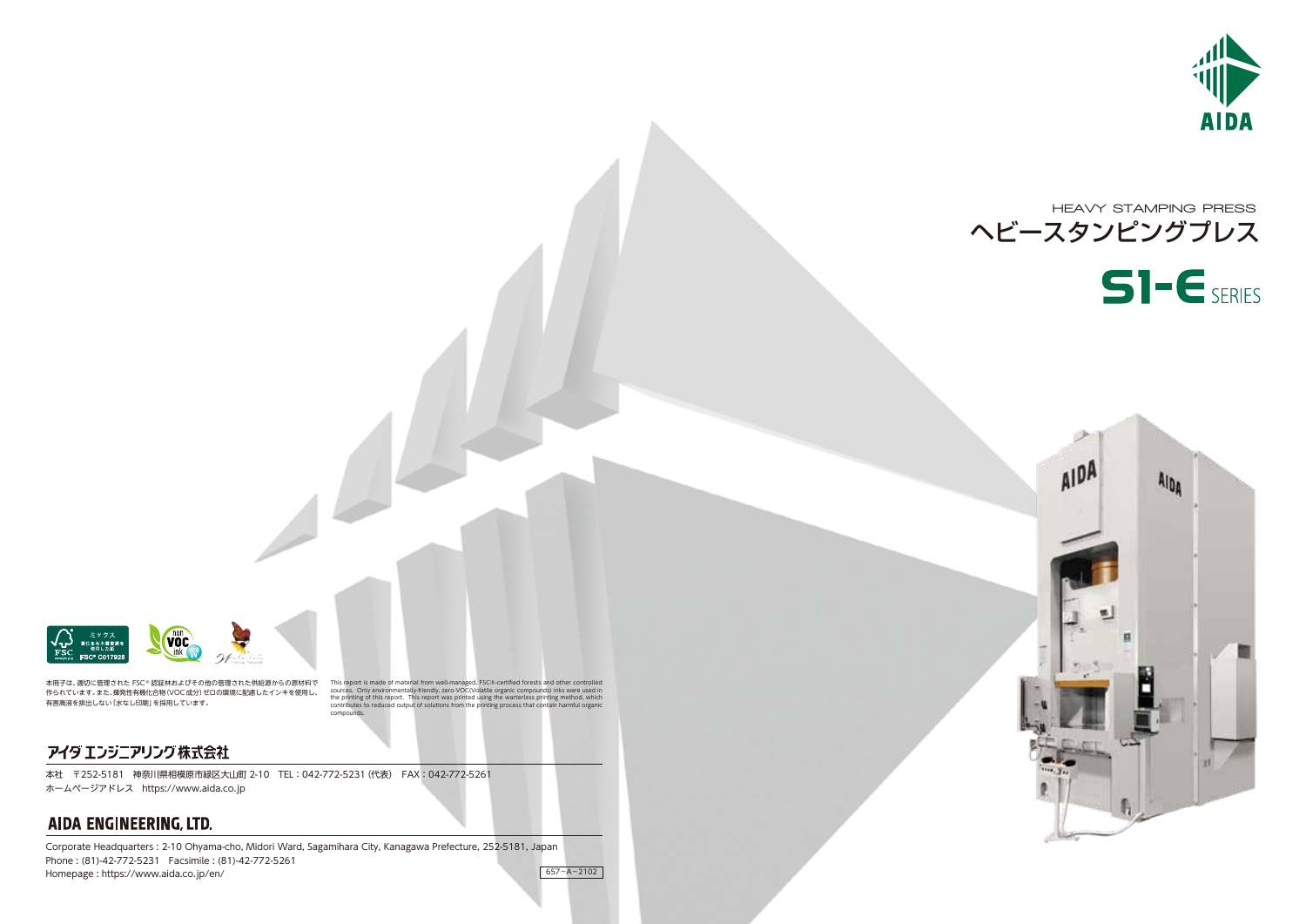AIDA

HEAVY STAMPING PRESS

# ヘビースタンピングプレス

# S1-E SERIES

本冊子は、適切に管理された FSC® 認証林およびその他の管理された供給源からの原材料で作られています。また、揮発性有機化合物(VOC成分)ゼロの環境に配慮したインキを使用し、有害廃液を排出しない「水なし印刷」を採用しています。

This report is made of material from well-managed, FSC®-certified forests and other controlled sources. Only environmentally-friendly, zero-VOC(Volatile organic compounds) inks were used in the printing of this report. This report was printed using the waterless printing method, which contributes to reduced output of solutions from the printing process that contain harmful organic compounds.

## アイダ エンジニアリング株式会社

本社 〒252-5181 神奈川県相模原市緑区大山町 2-10 TEL：042-772-5231 (代表) FAX：042-772-5261
ホームページアドレス https://www.aida.co.jp

## AIDA ENGINEERING, LTD.

Corporate Headquarters : 2-10 Ohyama-cho, Midori Ward, Sagamihara City, Kanagawa Prefecture, 252-5181, Japan
Phone : (81)-42-772-5231 Facsimile : (81)-42-772-5261
Homepage : https://www.aida.co.jp/en/

657−A−2102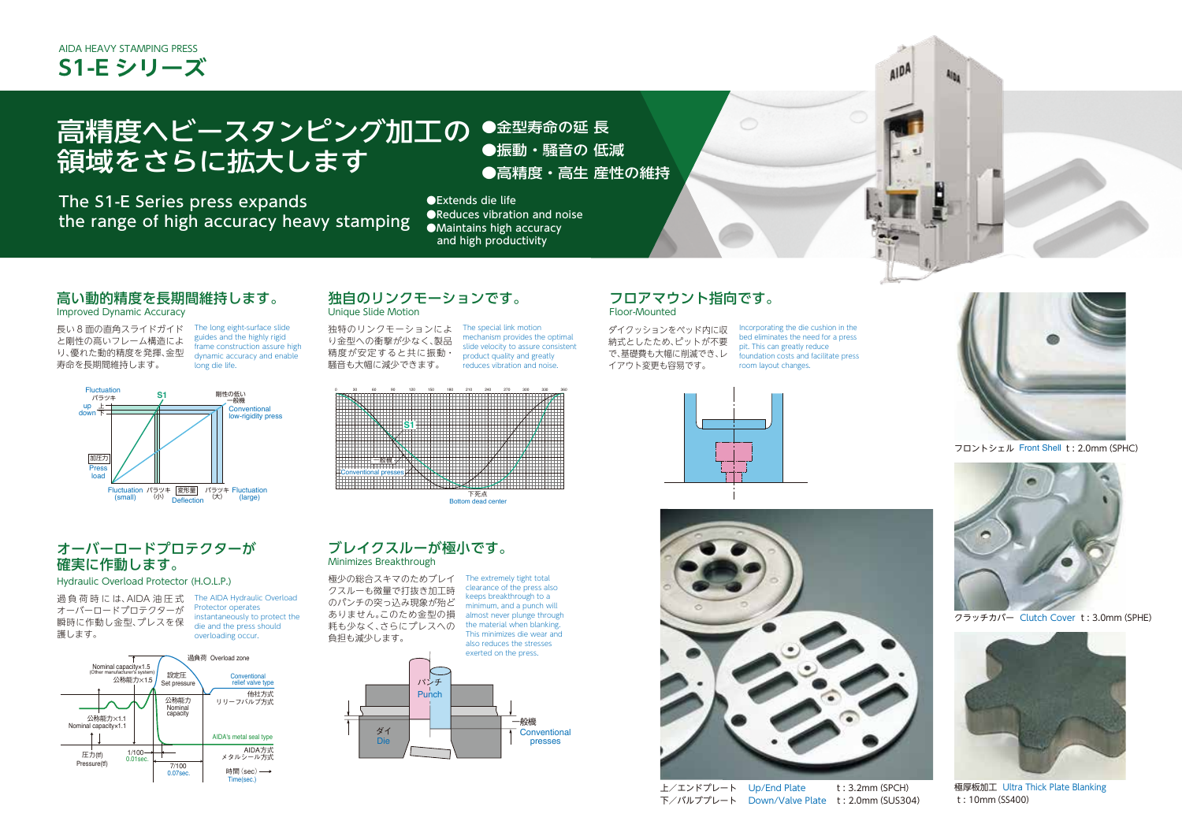AIDA HEAVY STAMPING PRESS

# S1-E シリーズ

## 高精度ヘビースタンピング加工の領域をさらに拡大します

The S1-E Series press expands the range of high accuracy heavy stamping

- ●金型寿命の延 長
- ●振動・騒音の 低減
- ●高精度・高生 産性の維持

- ●Extends die life
- ●Reduces vibration and noise
- ●Maintains high accuracy and high productivity

### 高い動的精度を長期間維持します。
Improved Dynamic Accuracy

長い8面の直角スライドガイドと剛性の高いフレーム構造により、優れた動的精度を発揮、金型寿命を長期間維持します。

The long eight-surface slide guides and the highly rigid frame construction assure high dynamic accuracy and enable long die life.

Fluctuation バラツキ
S1
剛性の低い一般機
Conventional low-rigidity press
up 上
down 下
加圧力 Press load
Fluctuation (small) バラツキ (小)
変形量 Deflection
バラツキ (大) Fluctuation (large)

### 独自のリンクモーションです。
Unique Slide Motion

独特のリンクモーションにより金型への衝撃が少なく、製品精度が安定すると共に振動・騒音も大幅に減少できます。

The special link motion mechanism provides the optimal slide velocity to assure consistent product quality and greatly reduces vibration and noise.

0 30 60 90 120 150 180 210 240 270 300 330 360
S1
一般機
Conventional presses
下死点
Bottom dead center

### フロアマウント指向です。
Floor-Mounted

ダイクッションをベッド内に収納式としたため、ピットが不要で、基礎費も大幅に削減でき、レイアウト変更も容易です。

Incorporating the die cushion in the bed eliminates the need for a press pit. This can greatly reduce foundation costs and facilitate press room layout changes.

フロントシェル Front Shell t : 2.0mm (SPHC)

クラッチカバー Clutch Cover t : 3.0mm (SPHE)

### オーバーロードプロテクターが確実に作動します。
Hydraulic Overload Protector (H.O.L.P.)

過負荷時には、AIDA油圧式オーバーロードプロテクターが瞬時に作動し金型、プレスを保護します。

The AIDA Hydraulic Overload Protector operates instantaneously to protect the die and the press should overloading occur.

過負荷 Overload zone
Nominal capacity×1.5 (Other manufacturer's system)
公称能力×1.5
設定圧 Set pressure
Conventional relief valve type
他社方式 リリーフバルブ方式
公称能力 Nominal capacity
公称能力×1.1 Nominal capacity×1.1
AIDA's metal seal type
AIDA方式 メタルシール方式
圧力(tf) Pressure(tf)
1/100 0.01sec.
7/100 0.07sec.
時間（sec）Time(sec.)

### ブレイクスルーが極小です。
Minimizes Breakthrough

極少の総合スキマのためブレイクスルーも微量で打抜き加工時のパンチの突っ込み現象が殆どありません。このため金型の損耗も少なく、さらにプレスへの負担も減少します。

The extremely tight total clearance of the press also keeps breakthrough to a minimum, and a punch will almost never plunge through the material when blanking. This minimizes die wear and also reduces the stresses exerted on the press.

パンチ Punch
ダイ Die
一般機 Conventional presses

上／エンドプレート Up/End Plate t : 3.2mm (SPCH)
下／バルブプレート Down/Valve Plate t : 2.0mm (SUS304)

極厚板加工 Ultra Thick Plate Blanking t : 10mm (SS400)